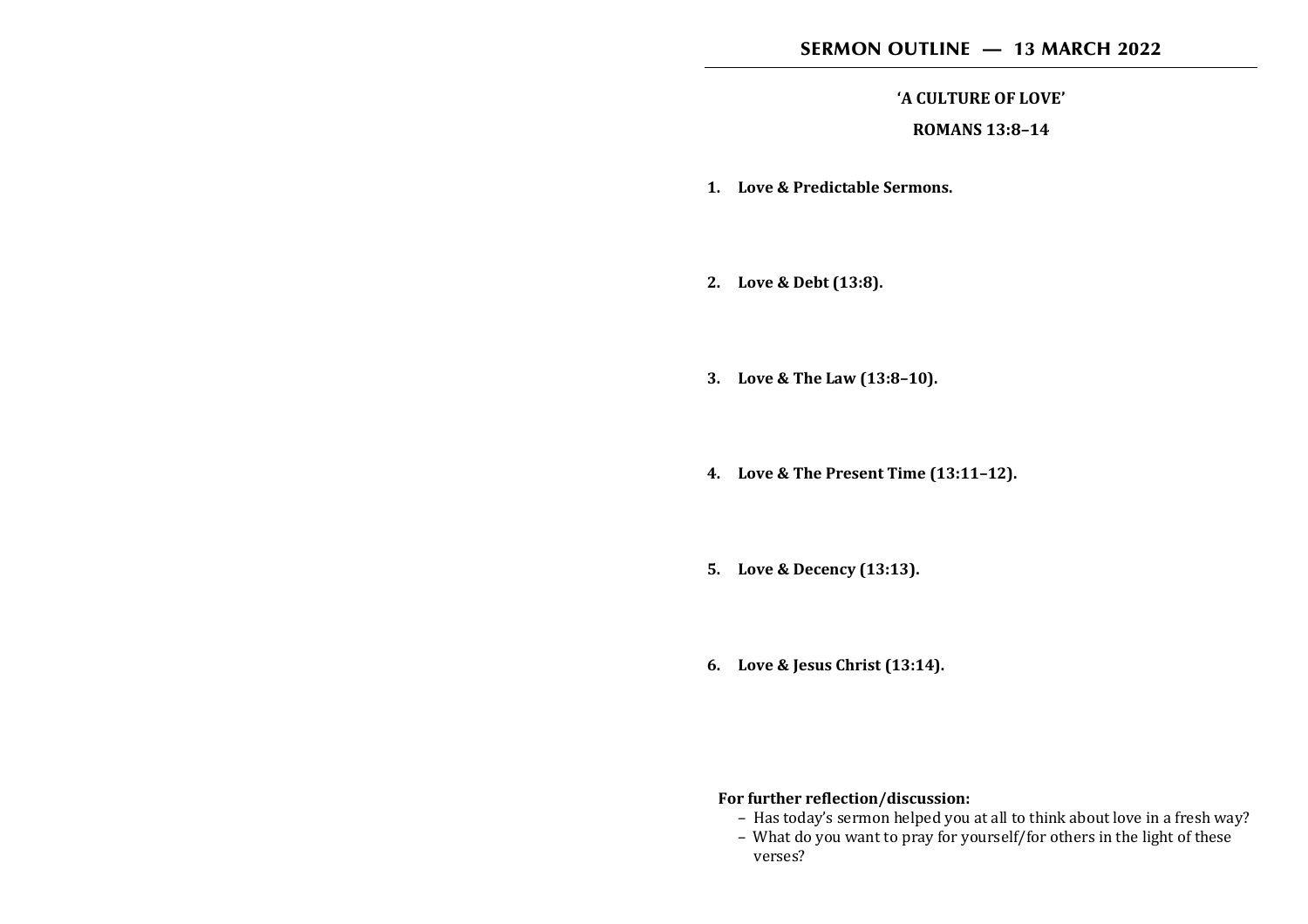# SERMON OUTLINE — 13 MARCH 2022

## 'A CULTURE OF LOVE'

## ROMANS 13:8–14

1. **Love & Predictable Sermons.**

2. **Love & Debt (13:8).**

3. **Love & The Law (13:8–10).**

4. **Love & The Present Time (13:11–12).**

5. **Love & Decency (13:13).**

6. **Love & Jesus Christ (13:14).**

**For further reflection/discussion:**

- Has today's sermon helped you at all to think about love in a fresh way?
- What do you want to pray for yourself/for others in the light of these verses?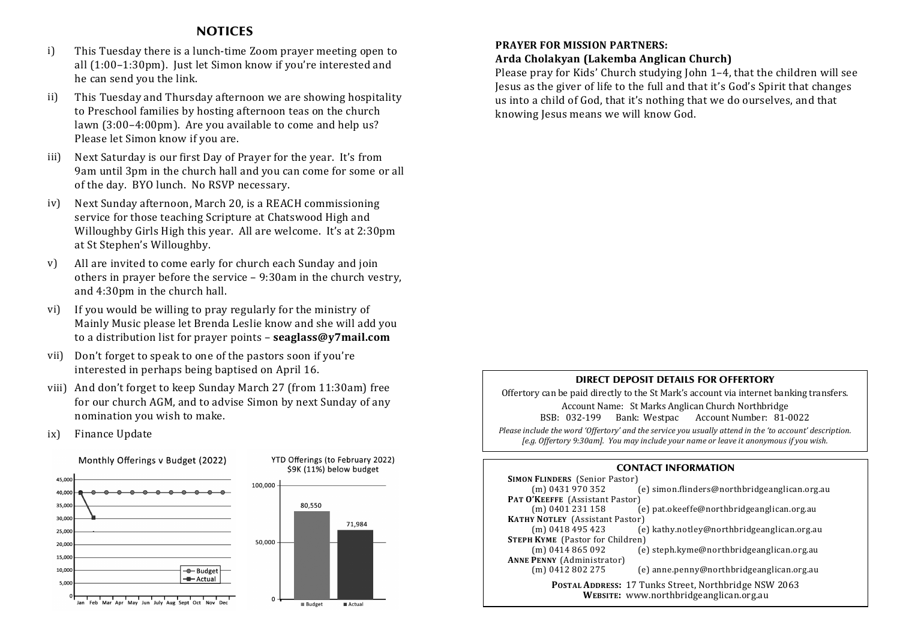## NOTICES

i) This Tuesday there is a lunch-time Zoom prayer meeting open to all (1:00–1:30pm). Just let Simon know if you're interested and he can send you the link.

ii) This Tuesday and Thursday afternoon we are showing hospitality to Preschool families by hosting afternoon teas on the church lawn (3:00–4:00pm). Are you available to come and help us? Please let Simon know if you are.

iii) Next Saturday is our first Day of Prayer for the year. It's from 9am until 3pm in the church hall and you can come for some or all of the day. BYO lunch. No RSVP necessary.

iv) Next Sunday afternoon, March 20, is a REACH commissioning service for those teaching Scripture at Chatswood High and Willoughby Girls High this year. All are welcome. It's at 2:30pm at St Stephen's Willoughby.

v) All are invited to come early for church each Sunday and join others in prayer before the service – 9:30am in the church vestry, and 4:30pm in the church hall.

vi) If you would be willing to pray regularly for the ministry of Mainly Music please let Brenda Leslie know and she will add you to a distribution list for prayer points – **seaglass@y7mail.com**

vii) Don't forget to speak to one of the pastors soon if you're interested in perhaps being baptised on April 16.

viii) And don't forget to keep Sunday March 27 (from 11:30am) free for our church AGM, and to advise Simon by next Sunday of any nomination you wish to make.

ix) Finance Update

Monthly Offerings v Budget (2022)

45,000
40,000
35,000
30,000
25,000
20,000
15,000
10,000
5,000
0

Jan Feb Mar Apr May Jun July Aug Sept Oct Nov Dec

Budget
Actual

YTD Offerings (to February 2022)
$9K (11%) below budget

100,000
50,000
0

80,550
71,984

Budget
Actual

**PRAYER FOR MISSION PARTNERS:**
**Arda Cholakyan (Lakemba Anglican Church)**

Please pray for Kids' Church studying John 1–4, that the children will see Jesus as the giver of life to the full and that it's God's Spirit that changes us into a child of God, that it's nothing that we do ourselves, and that knowing Jesus means we will know God.

### DIRECT DEPOSIT DETAILS FOR OFFERTORY

Offertory can be paid directly to the St Mark's account via internet banking transfers.

Account Name: St Marks Anglican Church Northbridge
BSB: 032-199 Bank: Westpac Account Number: 81-0022

*Please include the word 'Offertory' and the service you usually attend in the 'to account' description. [e.g. Offertory 9:30am]. You may include your name or leave it anonymous if you wish.*

### CONTACT INFORMATION

**Simon Flinders** (Senior Pastor)
(m) 0431 970 352 (e) simon.flinders@northbridgeanglican.org.au

**Pat O'Keeffe** (Assistant Pastor)
(m) 0401 231 158 (e) pat.okeeffe@northbridgeanglican.org.au

**Kathy Notley** (Assistant Pastor)
(m) 0418 495 423 (e) kathy.notley@northbridgeanglican.org.au

**Steph Kyme** (Pastor for Children)
(m) 0414 865 092 (e) steph.kyme@northbridgeanglican.org.au

**Anne Penny** (Administrator)
(m) 0412 802 275 (e) anne.penny@northbridgeanglican.org.au

**Postal Address:** 17 Tunks Street, Northbridge NSW 2063
**Website:** www.northbridgeanglican.org.au